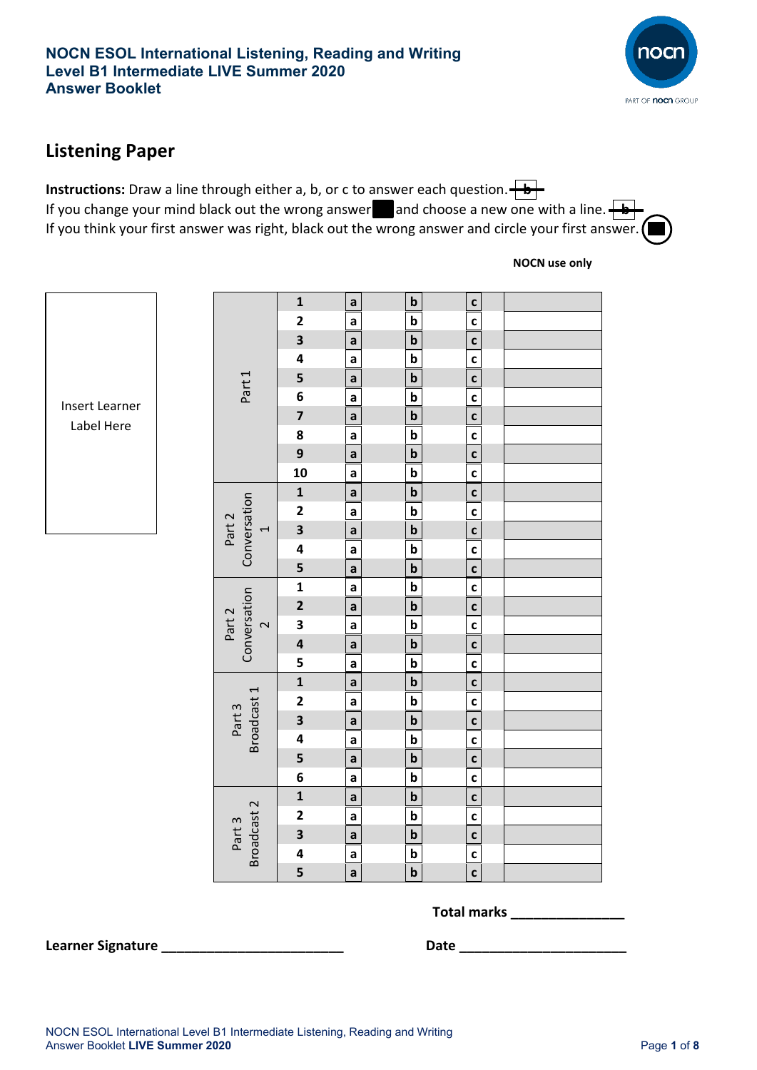# NOCN ESOL International Listening, Reading and Writing Level B1 Intermediate LIVE Summer 2020 Answer Booklet

## Listening Paper

**Instructions:** Draw a line through either a, b, or c to answer each question. ~~b~~
If you change your mind black out the wrong answer ■ and choose a new one with a line. ~~b~~
If you think your first answer was right, black out the wrong answer and circle your first answer.

**NOCN use only**

Insert Learner Label Here

| Section | Question | | | | NOCN use only |
|---|---|---|---|---|---|
| Part 1 | 1 | a | b | c | |
| | 2 | a | b | c | |
| | 3 | a | b | c | |
| | 4 | a | b | c | |
| | 5 | a | b | c | |
| | 6 | a | b | c | |
| | 7 | a | b | c | |
| | 8 | a | b | c | |
| | 9 | a | b | c | |
| | 10 | a | b | c | |
| Part 2 Conversation 1 | 1 | a | b | c | |
| | 2 | a | b | c | |
| | 3 | a | b | c | |
| | 4 | a | b | c | |
| | 5 | a | b | c | |
| Part 2 Conversation 2 | 1 | a | b | c | |
| | 2 | a | b | c | |
| | 3 | a | b | c | |
| | 4 | a | b | c | |
| | 5 | a | b | c | |
| Part 3 Broadcast 1 | 1 | a | b | c | |
| | 2 | a | b | c | |
| | 3 | a | b | c | |
| | 4 | a | b | c | |
| | 5 | a | b | c | |
| | 6 | a | b | c | |
| Part 3 Broadcast 2 | 1 | a | b | c | |
| | 2 | a | b | c | |
| | 3 | a | b | c | |
| | 4 | a | b | c | |
| | 5 | a | b | c | |

**Total marks** _______________

**Learner Signature** _________________________ **Date** _______________________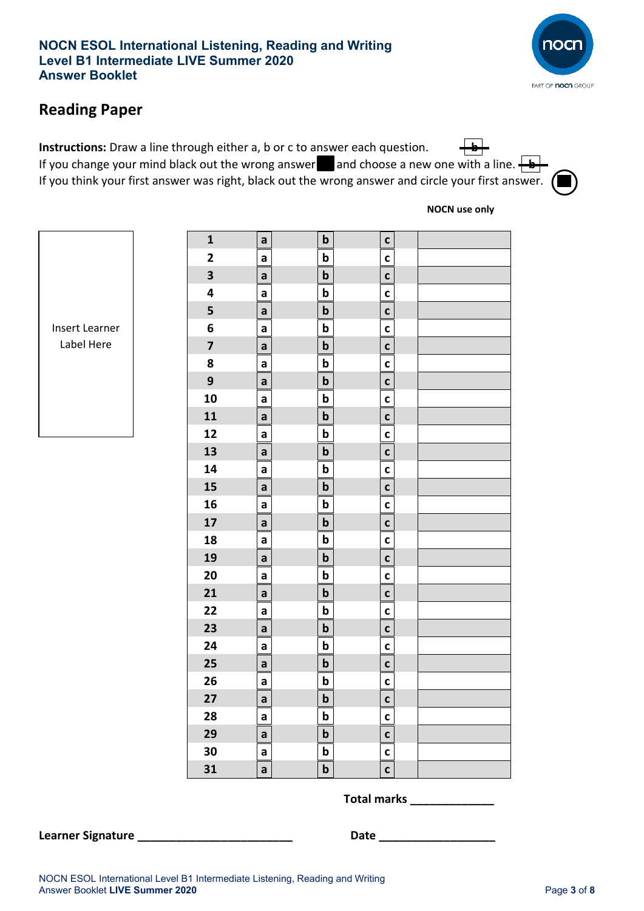**NOCN ESOL International Listening, Reading and Writing**
**Level B1 Intermediate LIVE Summer 2020**
**Answer Booklet**

## Reading Paper

**Instructions:** Draw a line through either a, b or c to answer each question.
If you change your mind black out the wrong answer and choose a new one with a line.
If you think your first answer was right, black out the wrong answer and circle your first answer.

Insert Learner Label Here

| | | | | NOCN use only |
|---|---|---|---|---|
| 1 | a | b | c | |
| 2 | a | b | c | |
| 3 | a | b | c | |
| 4 | a | b | c | |
| 5 | a | b | c | |
| 6 | a | b | c | |
| 7 | a | b | c | |
| 8 | a | b | c | |
| 9 | a | b | c | |
| 10 | a | b | c | |
| 11 | a | b | c | |
| 12 | a | b | c | |
| 13 | a | b | c | |
| 14 | a | b | c | |
| 15 | a | b | c | |
| 16 | a | b | c | |
| 17 | a | b | c | |
| 18 | a | b | c | |
| 19 | a | b | c | |
| 20 | a | b | c | |
| 21 | a | b | c | |
| 22 | a | b | c | |
| 23 | a | b | c | |
| 24 | a | b | c | |
| 25 | a | b | c | |
| 26 | a | b | c | |
| 27 | a | b | c | |
| 28 | a | b | c | |
| 29 | a | b | c | |
| 30 | a | b | c | |
| 31 | a | b | c | |

**Total marks** _____________

**Learner Signature** ________________________ **Date** __________________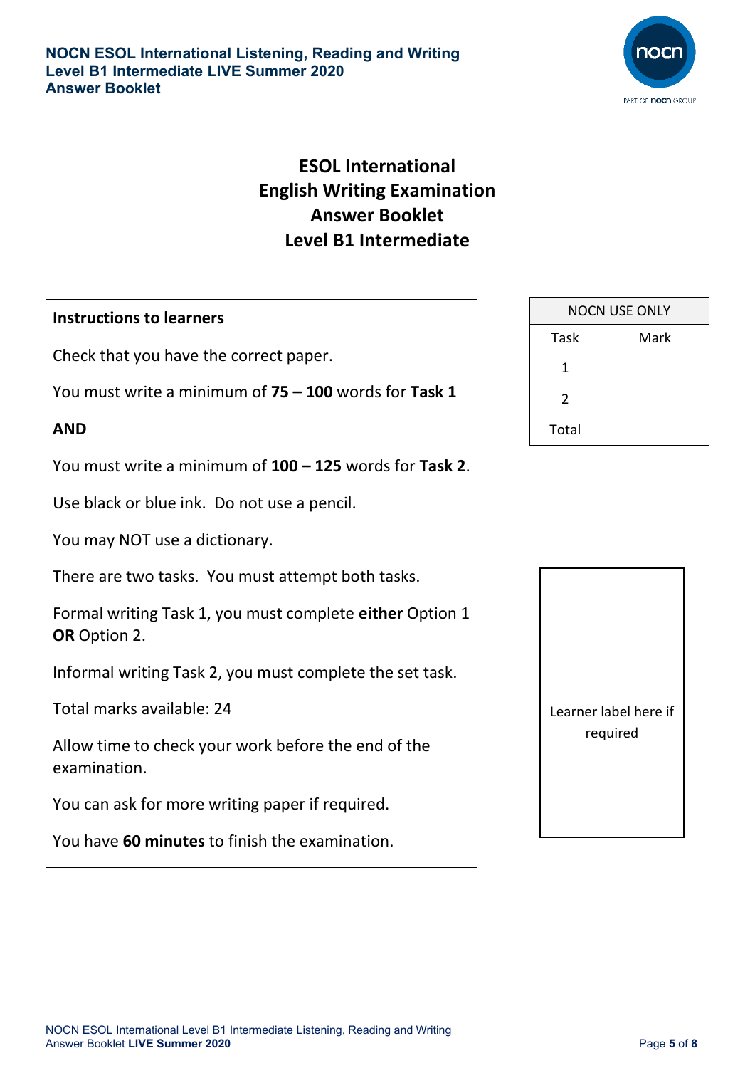# ESOL International
# English Writing Examination
# Answer Booklet
# Level B1 Intermediate

**Instructions to learners**

Check that you have the correct paper.

You must write a minimum of **75 – 100** words for **Task 1**

**AND**

You must write a minimum of **100 – 125** words for **Task 2**.

Use black or blue ink. Do not use a pencil.

You may NOT use a dictionary.

There are two tasks. You must attempt both tasks.

Formal writing Task 1, you must complete **either** Option 1 **OR** Option 2.

Informal writing Task 2, you must complete the set task.

Total marks available: 24

Allow time to check your work before the end of the examination.

You can ask for more writing paper if required.

You have **60 minutes** to finish the examination.

| NOCN USE ONLY | |
|---|---|
| Task | Mark |
| 1 | |
| 2 | |
| Total | |

Learner label here if required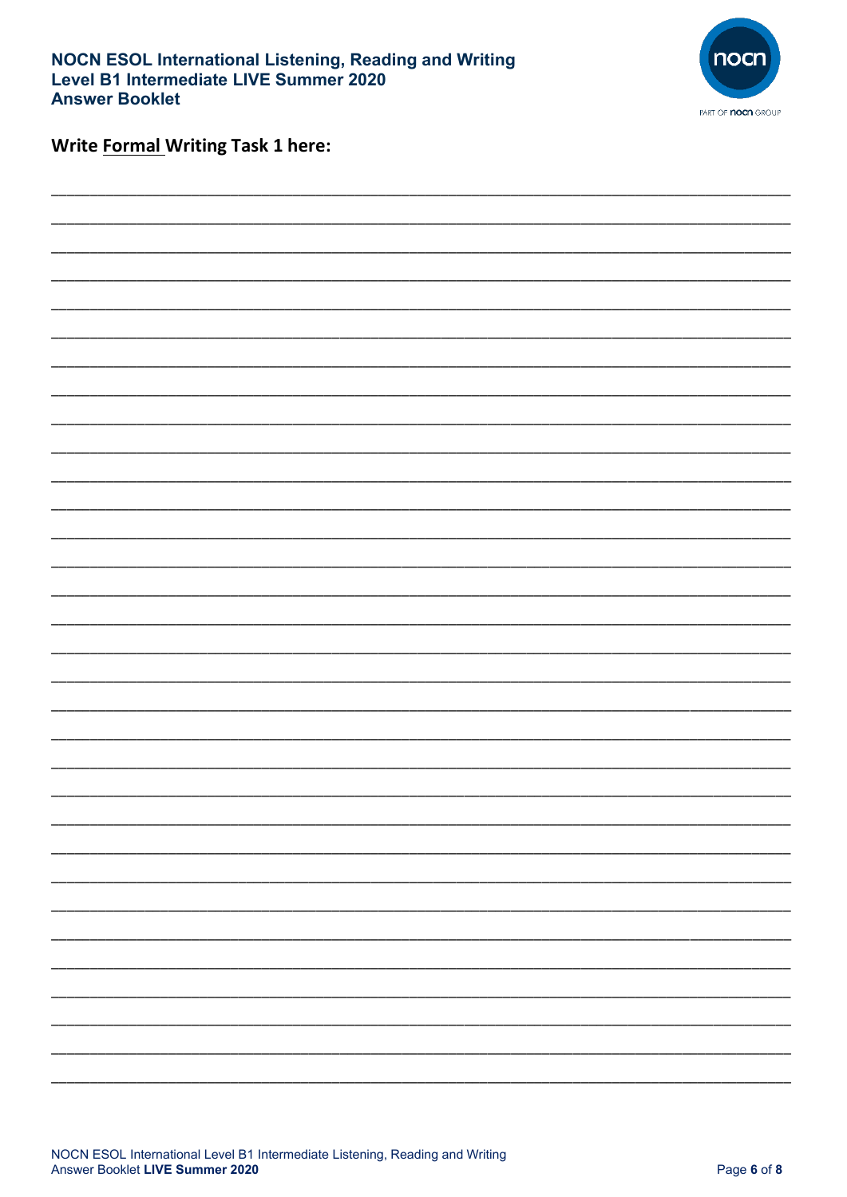**Write Formal Writing Task 1 here:**

_______________________________________________________________________________

_______________________________________________________________________________

_______________________________________________________________________________

_______________________________________________________________________________

_______________________________________________________________________________

_______________________________________________________________________________

_______________________________________________________________________________

_______________________________________________________________________________

_______________________________________________________________________________

_______________________________________________________________________________

_______________________________________________________________________________

_______________________________________________________________________________

_______________________________________________________________________________

_______________________________________________________________________________

_______________________________________________________________________________

_______________________________________________________________________________

_______________________________________________________________________________

_______________________________________________________________________________

_______________________________________________________________________________

_______________________________________________________________________________

_______________________________________________________________________________

_______________________________________________________________________________

_______________________________________________________________________________

_______________________________________________________________________________

_______________________________________________________________________________

_______________________________________________________________________________

_______________________________________________________________________________

_______________________________________________________________________________

_______________________________________________________________________________

_______________________________________________________________________________

_______________________________________________________________________________

_______________________________________________________________________________

_______________________________________________________________________________

_______________________________________________________________________________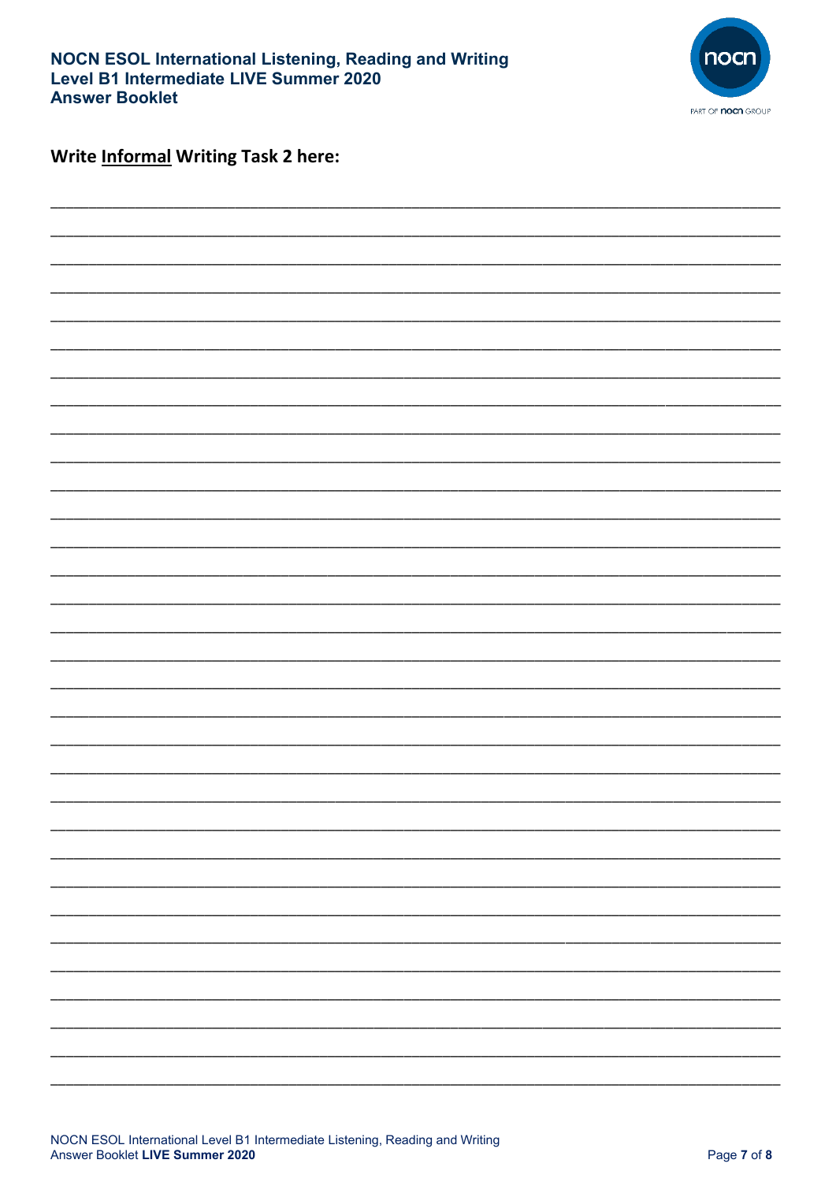**Write <u>Informal</u> Writing Task 2 here:**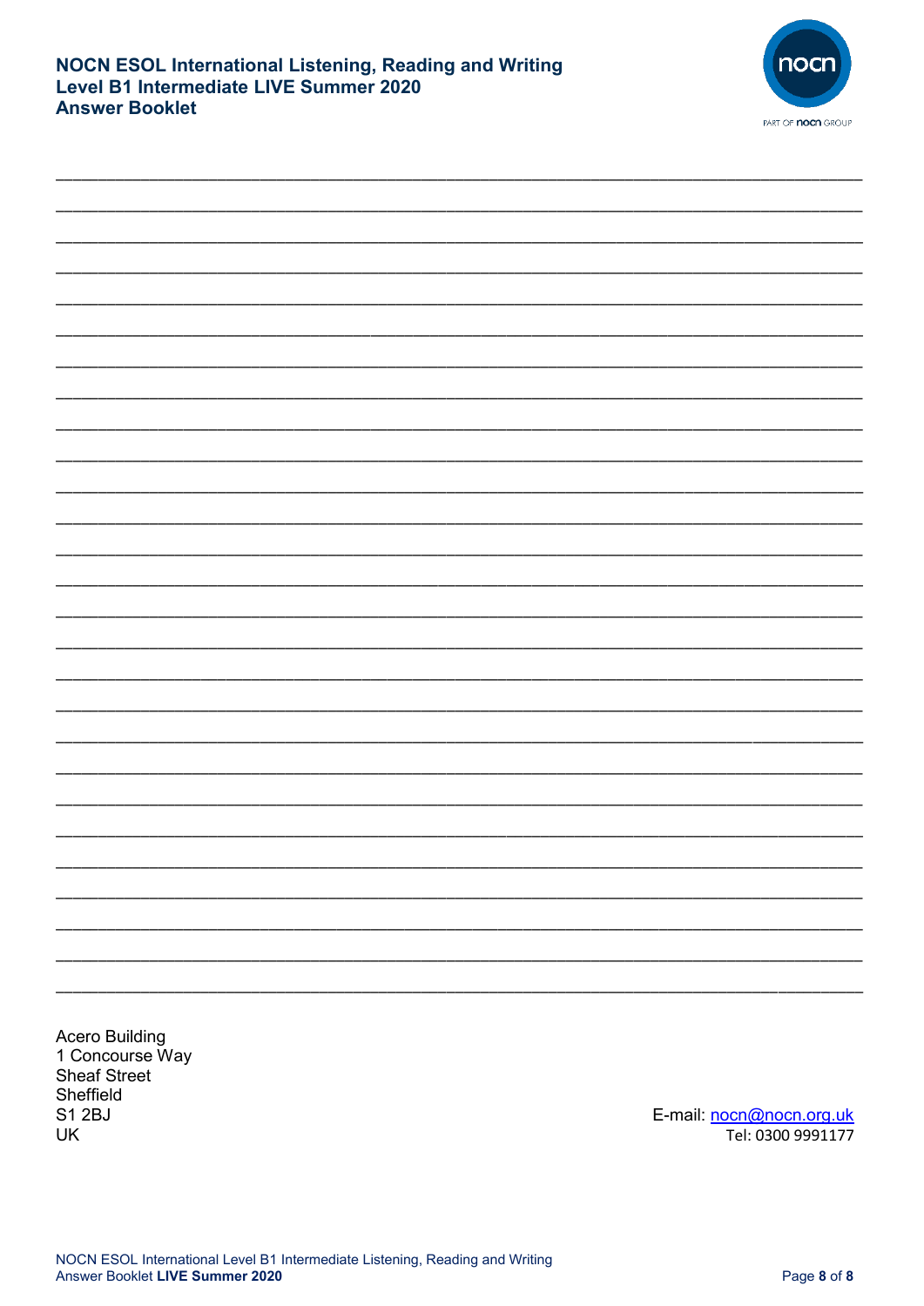Acero Building
1 Concourse Way
Sheaf Street
Sheffield
S1 2BJ
UK

E-mail: nocn@nocn.org.uk
Tel: 0300 9991177